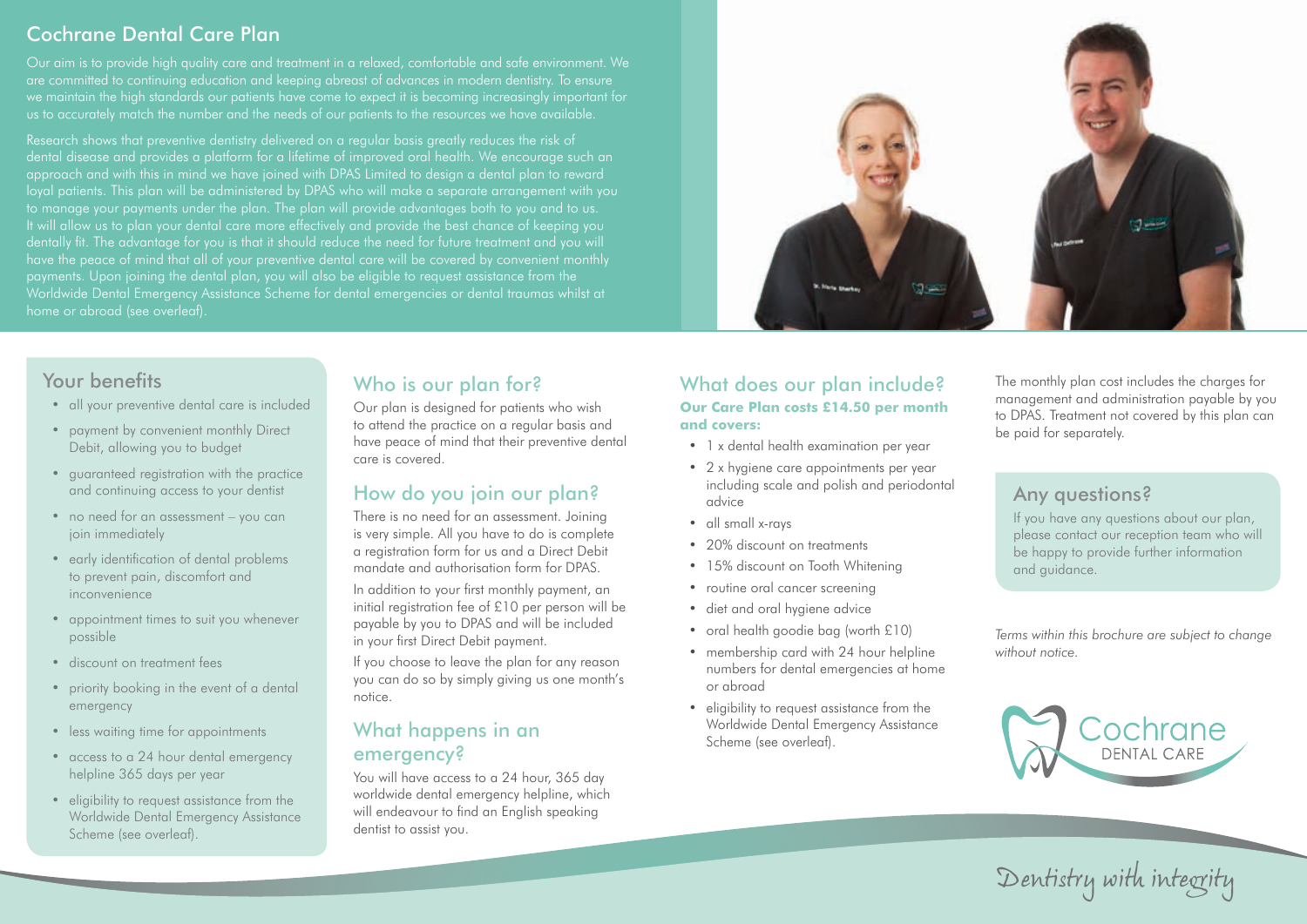# Cochrane Dental Care Plan

Our aim is to provide high quality care and treatment in a relaxed, comfortable and safe environment. We are committed to continuing education and keeping abreast of advances in modern dentistry. To ensure we maintain the high standards our patients have come to expect it is becoming increasingly important for us to accurately match the number and the needs of our patients to the resources we have available.

Research shows that preventive dentistry delivered on a regular basis greatly reduces the risk of dental disease and provides a platform for a lifetime of improved oral health. We encourage such an approach and with this in mind we have joined with DPAS Limited to design a dental plan to reward loyal patients. This plan will be administered by DPAS who will make a separate arrangement with you to manage your payments under the plan. The plan will provide advantages both to you and to us. It will allow us to plan your dental care more effectively and provide the best chance of keeping you dentally fit. The advantage for you is that it should reduce the need for future treatment and you will have the peace of mind that all of your preventive dental care will be covered by convenient monthly payments. Upon joining the dental plan, you will also be eligible to request assistance from the Worldwide Dental Emergency Assistance Scheme for dental emergencies or dental traumas whilst at home or abroad (see overleaf).

## Your benefits

- all your preventive dental care is included
- payment by convenient monthly Direct Debit, allowing you to budget
- guaranteed registration with the practice and continuing access to your dentist
- no need for an assessment – you can join immediately
- early identification of dental problems to prevent pain, discomfort and inconvenience
- appointment times to suit you whenever possible
- discount on treatment fees
- priority booking in the event of a dental emergency
- less waiting time for appointments
- access to a 24 hour dental emergency helpline 365 days per year
- eligibility to request assistance from the Worldwide Dental Emergency Assistance Scheme (see overleaf).

## Who is our plan for?

Our plan is designed for patients who wish to attend the practice on a regular basis and have peace of mind that their preventive dental care is covered.

## How do you join our plan?

There is no need for an assessment. Joining is very simple. All you have to do is complete a registration form for us and a Direct Debit mandate and authorisation form for DPAS.

In addition to your first monthly payment, an initial registration fee of £10 per person will be payable by you to DPAS and will be included in your first Direct Debit payment.

If you choose to leave the plan for any reason you can do so by simply giving us one month's notice.

## What happens in an emergency?

You will have access to a 24 hour, 365 day worldwide dental emergency helpline, which will endeavour to find an English speaking dentist to assist you.

## What does our plan include?

**Our Care Plan costs £14.50 per month and covers:**

- 1 x dental health examination per year
- 2 x hygiene care appointments per year including scale and polish and periodontal advice
- all small x-rays
- 20% discount on treatments
- 15% discount on Tooth Whitening
- routine oral cancer screening
- diet and oral hygiene advice
- oral health goodie bag (worth £10)
- membership card with 24 hour helpline numbers for dental emergencies at home or abroad
- eligibility to request assistance from the Worldwide Dental Emergency Assistance Scheme (see overleaf).

The monthly plan cost includes the charges for management and administration payable by you to DPAS. Treatment not covered by this plan can be paid for separately.

## Any questions?

If you have any questions about our plan, please contact our reception team who will be happy to provide further information and guidance.

*Terms within this brochure are subject to change without notice.*

Cochrane DENTAL CARE

Dentistry with integrity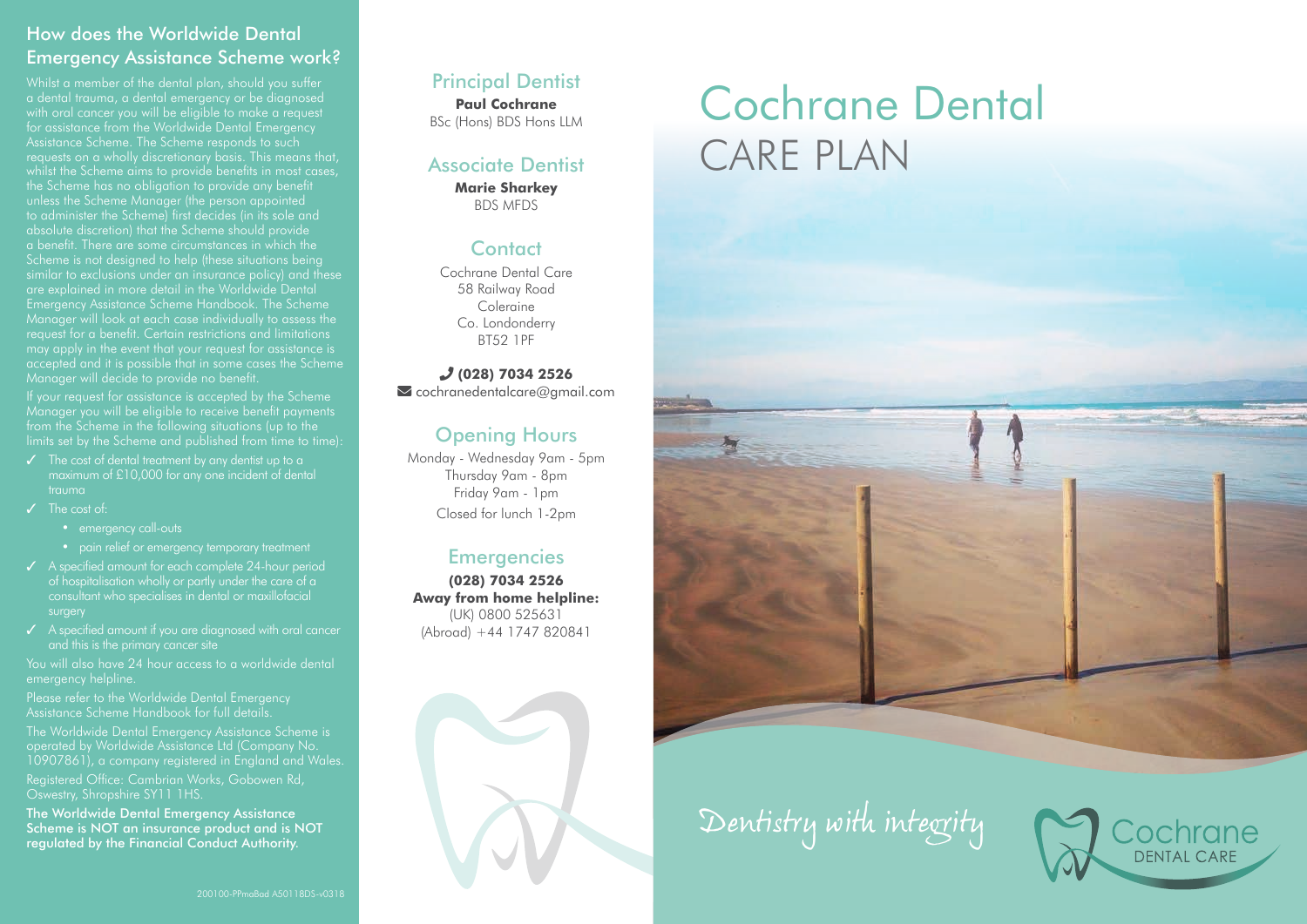## How does the Worldwide Dental Emergency Assistance Scheme work?

Whilst a member of the dental plan, should you suffer a dental trauma, a dental emergency or be diagnosed with oral cancer you will be eligible to make a request for assistance from the Worldwide Dental Emergency Assistance Scheme. The Scheme responds to such requests on a wholly discretionary basis. This means that, whilst the Scheme aims to provide benefits in most cases, the Scheme has no obligation to provide any benefit unless the Scheme Manager (the person appointed to administer the Scheme) first decides (in its sole and absolute discretion) that the Scheme should provide a benefit. There are some circumstances in which the Scheme is not designed to help (these situations being similar to exclusions under an insurance policy) and these are explained in more detail in the Worldwide Dental Emergency Assistance Scheme Handbook. The Scheme Manager will look at each case individually to assess the request for a benefit. Certain restrictions and limitations may apply in the event that your request for assistance is accepted and it is possible that in some cases the Scheme Manager will decide to provide no benefit.

If your request for assistance is accepted by the Scheme Manager you will be eligible to receive benefit payments from the Scheme in the following situations (up to the limits set by the Scheme and published from time to time):

- ✓ The cost of dental treatment by any dentist up to a maximum of £10,000 for any one incident of dental trauma
- ✓ The cost of:
  - emergency call-outs
  - pain relief or emergency temporary treatment
- ✓ A specified amount for each complete 24-hour period of hospitalisation wholly or partly under the care of a consultant who specialises in dental or maxillofacial surgery
- ✓ A specified amount if you are diagnosed with oral cancer and this is the primary cancer site

You will also have 24 hour access to a worldwide dental emergency helpline.

Please refer to the Worldwide Dental Emergency Assistance Scheme Handbook for full details.

The Worldwide Dental Emergency Assistance Scheme is operated by Worldwide Assistance Ltd (Company No. 10907861), a company registered in England and Wales.

Registered Office: Cambrian Works, Gobowen Rd, Oswestry, Shropshire SY11 1HS.

**The Worldwide Dental Emergency Assistance Scheme is NOT an insurance product and is NOT regulated by the Financial Conduct Authority.**

200100-PPmaBad A5011BDS-v0318

## Principal Dentist

**Paul Cochrane**
BSc (Hons) BDS Hons LLM

## Associate Dentist

**Marie Sharkey**
BDS MFDS

## Contact

Cochrane Dental Care
58 Railway Road
Coleraine
Co. Londonderry
BT52 1PF

**(028) 7034 2526**
cochranedentalcare@gmail.com

## Opening Hours

Monday - Wednesday 9am - 5pm
Thursday 9am - 8pm
Friday 9am - 1pm
Closed for lunch 1-2pm

## Emergencies

**(028) 7034 2526**
**Away from home helpline:**
(UK) 0800 525631
(Abroad) +44 1747 820841

# Cochrane Dental CARE PLAN

*Dentistry with integrity*

Cochrane DENTAL CARE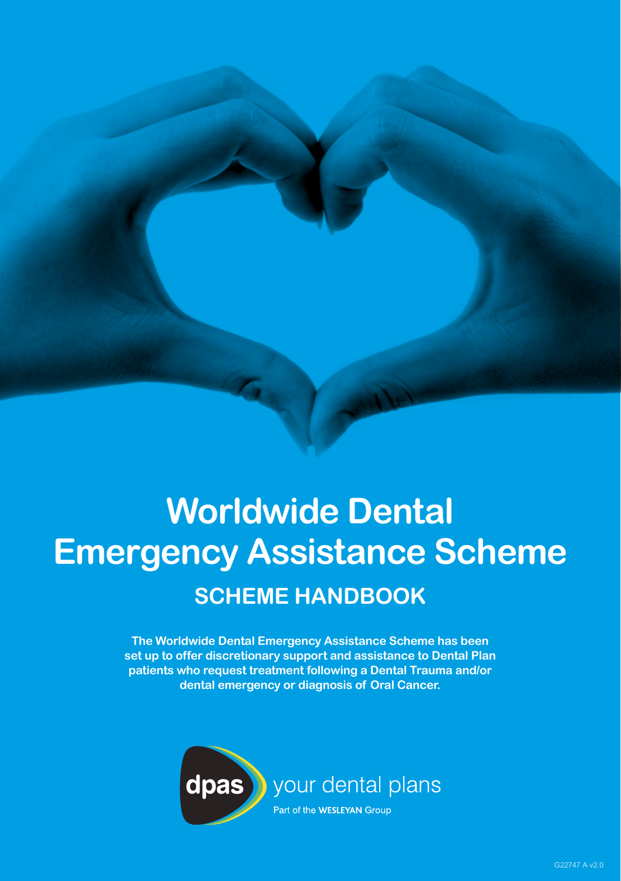# Worldwide Dental Emergency Assistance Scheme

## SCHEME HANDBOOK

**The Worldwide Dental Emergency Assistance Scheme has been set up to offer discretionary support and assistance to Dental Plan patients who request treatment following a Dental Trauma and/or dental emergency or diagnosis of Oral Cancer.**

dpas your dental plans

Part of the WESLEYAN Group

G22747 A v2.0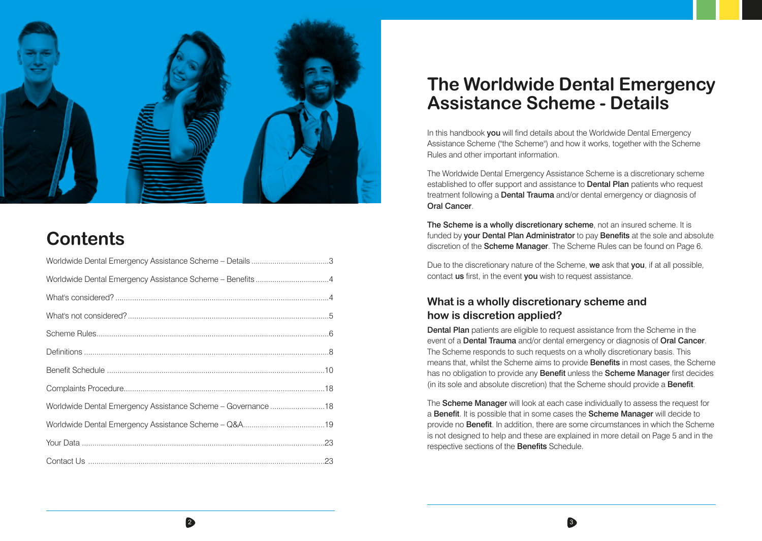# Contents

| Section | Page |
| --- | --- |
| Worldwide Dental Emergency Assistance Scheme – Details | 3 |
| Worldwide Dental Emergency Assistance Scheme – Benefits | 4 |
| What's considered? | 4 |
| What's not considered? | 5 |
| Scheme Rules | 6 |
| Definitions | 8 |
| Benefit Schedule | 10 |
| Complaints Procedure | 18 |
| Worldwide Dental Emergency Assistance Scheme – Governance | 18 |
| Worldwide Dental Emergency Assistance Scheme – Q&A | 19 |
| Your Data | 23 |
| Contact Us | 23 |

# The Worldwide Dental Emergency Assistance Scheme - Details

In this handbook **you** will find details about the Worldwide Dental Emergency Assistance Scheme ("the Scheme") and how it works, together with the Scheme Rules and other important information.

The Worldwide Dental Emergency Assistance Scheme is a discretionary scheme established to offer support and assistance to **Dental Plan** patients who request treatment following a **Dental Trauma** and/or dental emergency or diagnosis of **Oral Cancer**.

**The Scheme is a wholly discretionary scheme**, not an insured scheme. It is funded by **your Dental Plan Administrator** to pay **Benefits** at the sole and absolute discretion of the **Scheme Manager**. The Scheme Rules can be found on Page 6.

Due to the discretionary nature of the Scheme, **we** ask that **you**, if at all possible, contact **us** first, in the event **you** wish to request assistance.

## What is a wholly discretionary scheme and how is discretion applied?

**Dental Plan** patients are eligible to request assistance from the Scheme in the event of a **Dental Trauma** and/or dental emergency or diagnosis of **Oral Cancer**. The Scheme responds to such requests on a wholly discretionary basis. This means that, whilst the Scheme aims to provide **Benefits** in most cases, the Scheme has no obligation to provide any **Benefit** unless the **Scheme Manager** first decides (in its sole and absolute discretion) that the Scheme should provide a **Benefit**.

The **Scheme Manager** will look at each case individually to assess the request for a **Benefit**. It is possible that in some cases the **Scheme Manager** will decide to provide no **Benefit**. In addition, there are some circumstances in which the Scheme is not designed to help and these are explained in more detail on Page 5 and in the respective sections of the **Benefits** Schedule.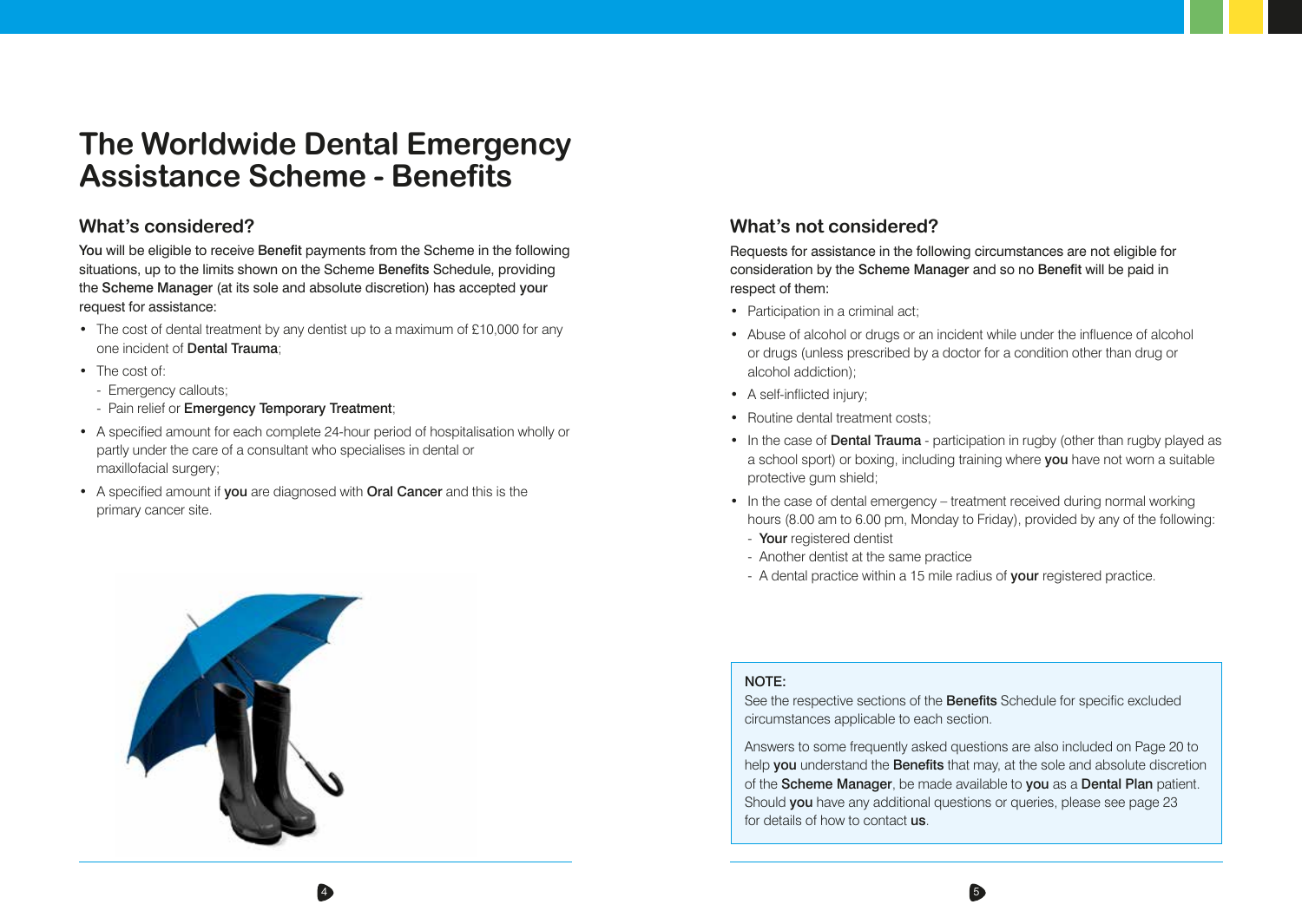# The Worldwide Dental Emergency Assistance Scheme - Benefits

## What's considered?

**You** will be eligible to receive **Benefit** payments from the Scheme in the following situations, up to the limits shown on the Scheme **Benefits** Schedule, providing the **Scheme Manager** (at its sole and absolute discretion) has accepted **your** request for assistance:

- The cost of dental treatment by any dentist up to a maximum of £10,000 for any one incident of **Dental Trauma**;
- The cost of:
  - Emergency callouts;
  - Pain relief or **Emergency Temporary Treatment**;
- A specified amount for each complete 24-hour period of hospitalisation wholly or partly under the care of a consultant who specialises in dental or maxillofacial surgery;
- A specified amount if **you** are diagnosed with **Oral Cancer** and this is the primary cancer site.

## What's not considered?

Requests for assistance in the following circumstances are not eligible for consideration by the **Scheme Manager** and so no **Benefit** will be paid in respect of them:

- Participation in a criminal act;
- Abuse of alcohol or drugs or an incident while under the influence of alcohol or drugs (unless prescribed by a doctor for a condition other than drug or alcohol addiction);
- A self-inflicted injury;
- Routine dental treatment costs;
- In the case of **Dental Trauma** - participation in rugby (other than rugby played as a school sport) or boxing, including training where **you** have not worn a suitable protective gum shield;
- In the case of dental emergency – treatment received during normal working hours (8.00 am to 6.00 pm, Monday to Friday), provided by any of the following:
  - **Your** registered dentist
  - Another dentist at the same practice
  - A dental practice within a 15 mile radius of **your** registered practice.

**NOTE:**

See the respective sections of the **Benefits** Schedule for specific excluded circumstances applicable to each section.

Answers to some frequently asked questions are also included on Page 20 to help **you** understand the **Benefits** that may, at the sole and absolute discretion of the **Scheme Manager**, be made available to **you** as a **Dental Plan** patient. Should **you** have any additional questions or queries, please see page 23 for details of how to contact **us**.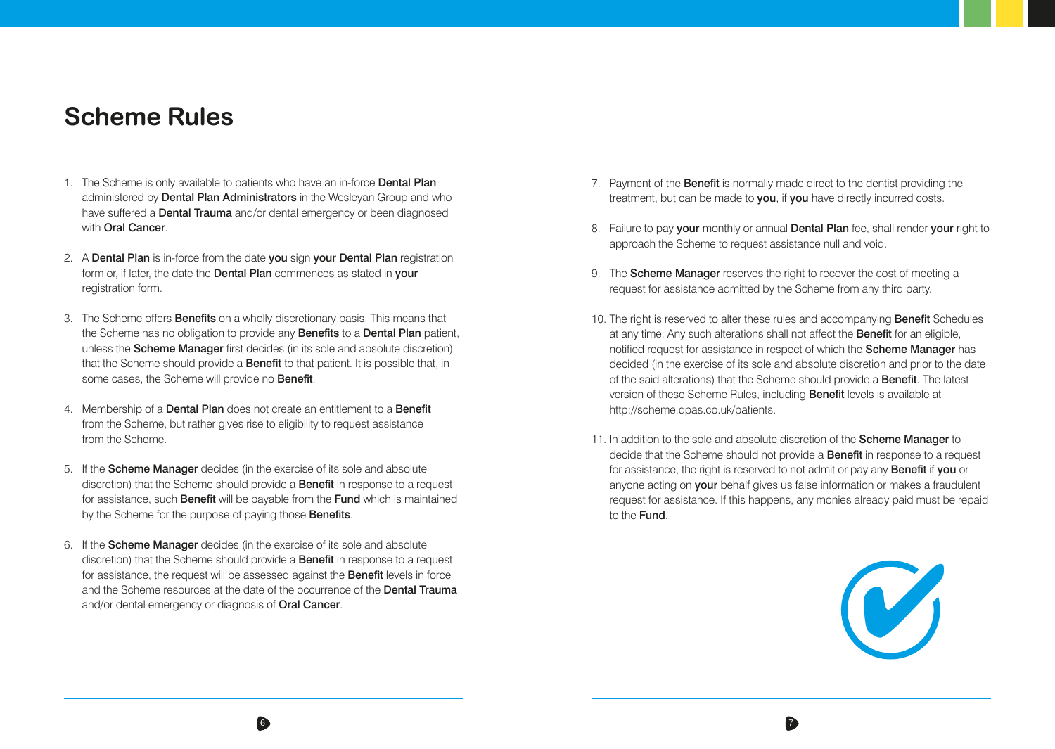# Scheme Rules

1. The Scheme is only available to patients who have an in-force **Dental Plan** administered by **Dental Plan Administrators** in the Wesleyan Group and who have suffered a **Dental Trauma** and/or dental emergency or been diagnosed with **Oral Cancer**.

2. A **Dental Plan** is in-force from the date **you** sign **your Dental Plan** registration form or, if later, the date the **Dental Plan** commences as stated in **your** registration form.

3. The Scheme offers **Benefits** on a wholly discretionary basis. This means that the Scheme has no obligation to provide any **Benefits** to a **Dental Plan** patient, unless the **Scheme Manager** first decides (in its sole and absolute discretion) that the Scheme should provide a **Benefit** to that patient. It is possible that, in some cases, the Scheme will provide no **Benefit**.

4. Membership of a **Dental Plan** does not create an entitlement to a **Benefit** from the Scheme, but rather gives rise to eligibility to request assistance from the Scheme.

5. If the **Scheme Manager** decides (in the exercise of its sole and absolute discretion) that the Scheme should provide a **Benefit** in response to a request for assistance, such **Benefit** will be payable from the **Fund** which is maintained by the Scheme for the purpose of paying those **Benefits**.

6. If the **Scheme Manager** decides (in the exercise of its sole and absolute discretion) that the Scheme should provide a **Benefit** in response to a request for assistance, the request will be assessed against the **Benefit** levels in force and the Scheme resources at the date of the occurrence of the **Dental Trauma** and/or dental emergency or diagnosis of **Oral Cancer**.

7. Payment of the **Benefit** is normally made direct to the dentist providing the treatment, but can be made to **you**, if **you** have directly incurred costs.

8. Failure to pay **your** monthly or annual **Dental Plan** fee, shall render **your** right to approach the Scheme to request assistance null and void.

9. The **Scheme Manager** reserves the right to recover the cost of meeting a request for assistance admitted by the Scheme from any third party.

10. The right is reserved to alter these rules and accompanying **Benefit** Schedules at any time. Any such alterations shall not affect the **Benefit** for an eligible, notified request for assistance in respect of which the **Scheme Manager** has decided (in the exercise of its sole and absolute discretion and prior to the date of the said alterations) that the Scheme should provide a **Benefit**. The latest version of these Scheme Rules, including **Benefit** levels is available at http://scheme.dpas.co.uk/patients.

11. In addition to the sole and absolute discretion of the **Scheme Manager** to decide that the Scheme should not provide a **Benefit** in response to a request for assistance, the right is reserved to not admit or pay any **Benefit** if **you** or anyone acting on **your** behalf gives us false information or makes a fraudulent request for assistance. If this happens, any monies already paid must be repaid to the **Fund**.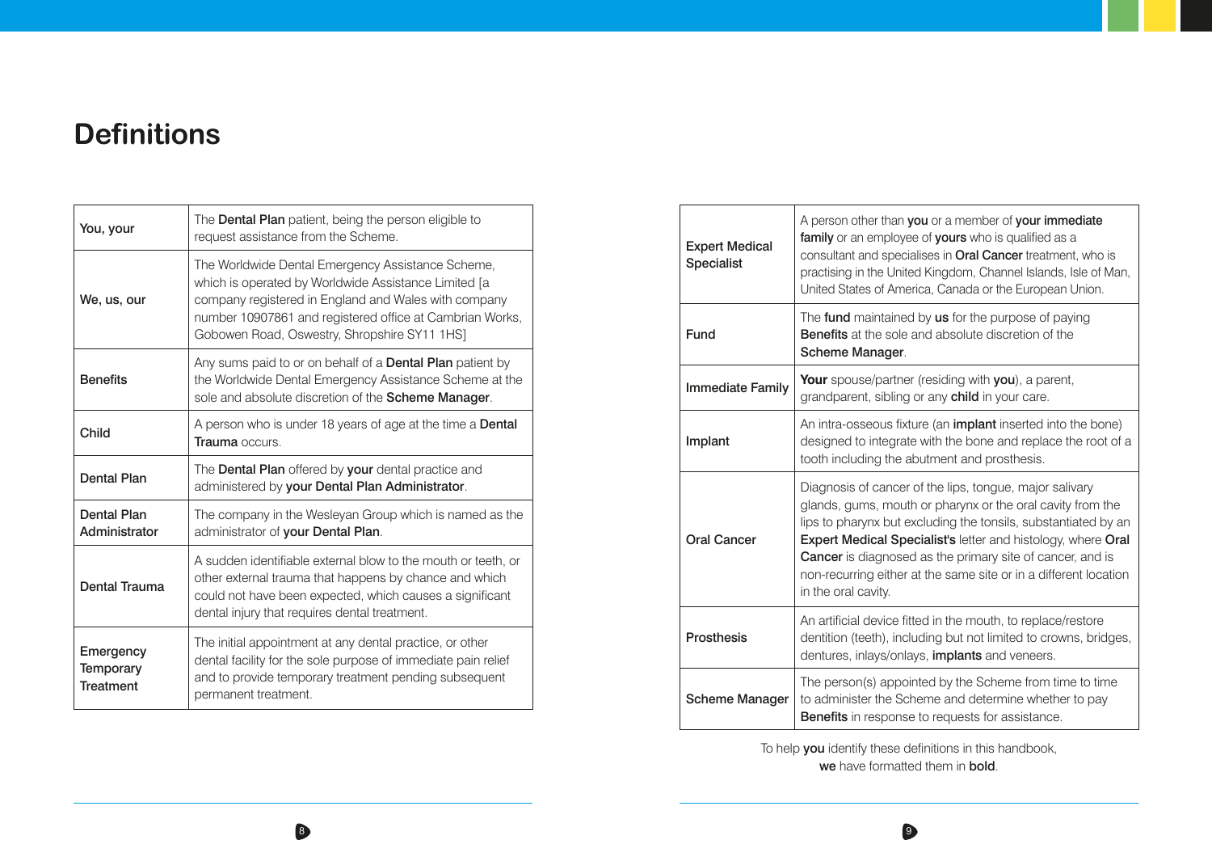# Definitions

| | |
|---|---|
| You, your | The **Dental Plan** patient, being the person eligible to request assistance from the Scheme. |
| We, us, our | The Worldwide Dental Emergency Assistance Scheme, which is operated by Worldwide Assistance Limited [a company registered in England and Wales with company number 10907861 and registered office at Cambrian Works, Gobowen Road, Oswestry, Shropshire SY11 1HS] |
| Benefits | Any sums paid to or on behalf of a **Dental Plan** patient by the Worldwide Dental Emergency Assistance Scheme at the sole and absolute discretion of the **Scheme Manager**. |
| Child | A person who is under 18 years of age at the time a **Dental Trauma** occurs. |
| Dental Plan | The **Dental Plan** offered by **your** dental practice and administered by **your Dental Plan Administrator**. |
| Dental Plan Administrator | The company in the Wesleyan Group which is named as the administrator of **your Dental Plan**. |
| Dental Trauma | A sudden identifiable external blow to the mouth or teeth, or other external trauma that happens by chance and which could not have been expected, which causes a significant dental injury that requires dental treatment. |
| Emergency Temporary Treatment | The initial appointment at any dental practice, or other dental facility for the sole purpose of immediate pain relief and to provide temporary treatment pending subsequent permanent treatment. |
| Expert Medical Specialist | A person other than **you** or a member of **your immediate family** or an employee of **yours** who is qualified as a consultant and specialises in **Oral Cancer** treatment, who is practising in the United Kingdom, Channel Islands, Isle of Man, United States of America, Canada or the European Union. |
| Fund | The **fund** maintained by **us** for the purpose of paying **Benefits** at the sole and absolute discretion of the **Scheme Manager**. |
| Immediate Family | **Your** spouse/partner (residing with **you**), a parent, grandparent, sibling or any **child** in your care. |
| Implant | An intra-osseous fixture (an **implant** inserted into the bone) designed to integrate with the bone and replace the root of a tooth including the abutment and prosthesis. |
| Oral Cancer | Diagnosis of cancer of the lips, tongue, major salivary glands, gums, mouth or pharynx or the oral cavity from the lips to pharynx but excluding the tonsils, substantiated by an **Expert Medical Specialist's** letter and histology, where **Oral Cancer** is diagnosed as the primary site of cancer, and is non-recurring either at the same site or in a different location in the oral cavity. |
| Prosthesis | An artificial device fitted in the mouth, to replace/restore dentition (teeth), including but not limited to crowns, bridges, dentures, inlays/onlays, **implants** and veneers. |
| Scheme Manager | The person(s) appointed by the Scheme from time to time to administer the Scheme and determine whether to pay **Benefits** in response to requests for assistance. |

To help **you** identify these definitions in this handbook, **we** have formatted them in **bold**.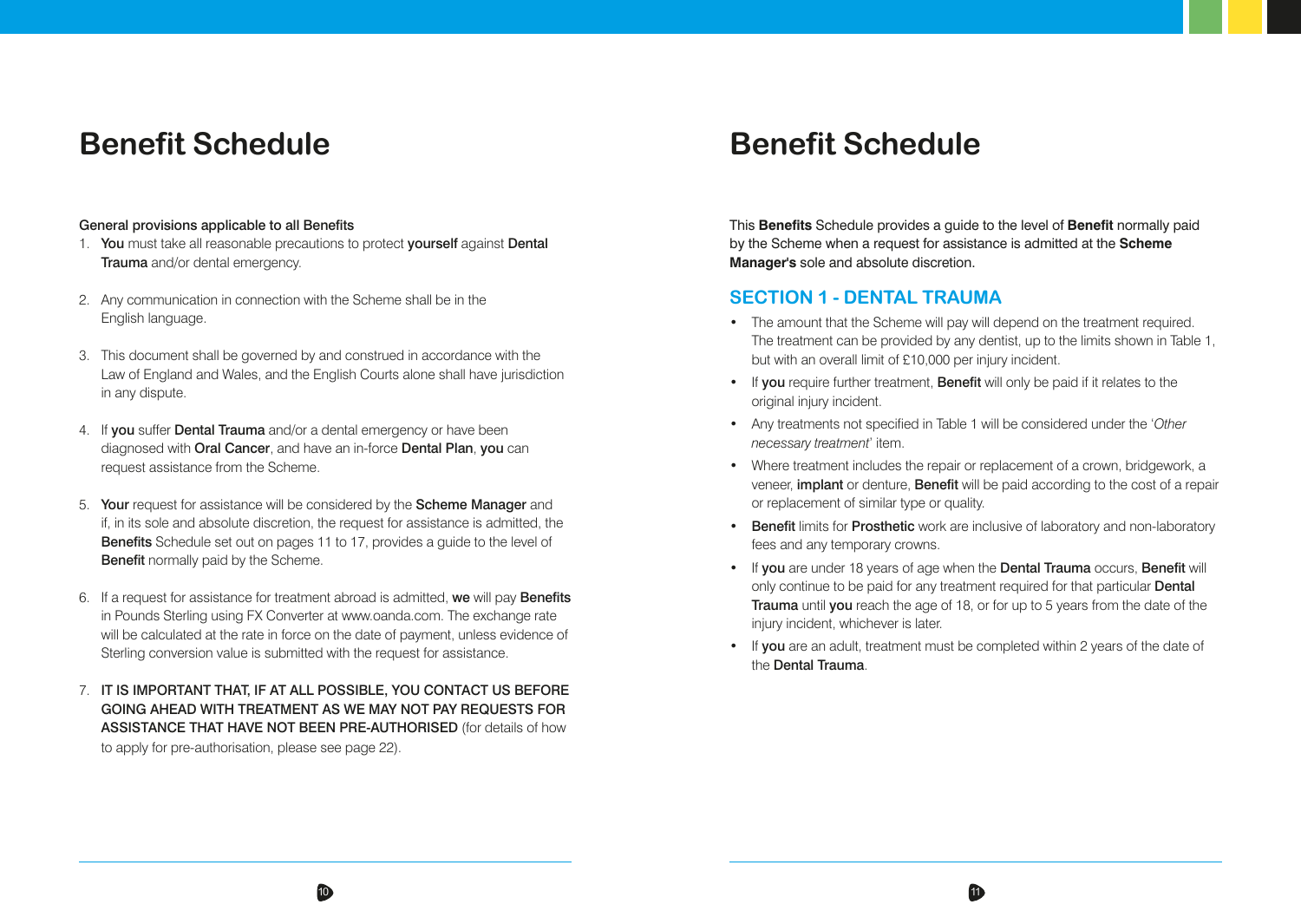# Benefit Schedule

**General provisions applicable to all Benefits**

1. **You** must take all reasonable precautions to protect **yourself** against **Dental Trauma** and/or dental emergency.

2. Any communication in connection with the Scheme shall be in the English language.

3. This document shall be governed by and construed in accordance with the Law of England and Wales, and the English Courts alone shall have jurisdiction in any dispute.

4. If **you** suffer **Dental Trauma** and/or a dental emergency or have been diagnosed with **Oral Cancer**, and have an in-force **Dental Plan**, **you** can request assistance from the Scheme.

5. **Your** request for assistance will be considered by the **Scheme Manager** and if, in its sole and absolute discretion, the request for assistance is admitted, the **Benefits** Schedule set out on pages 11 to 17, provides a guide to the level of **Benefit** normally paid by the Scheme.

6. If a request for assistance for treatment abroad is admitted, **we** will pay **Benefits** in Pounds Sterling using FX Converter at www.oanda.com. The exchange rate will be calculated at the rate in force on the date of payment, unless evidence of Sterling conversion value is submitted with the request for assistance.

7. **IT IS IMPORTANT THAT, IF AT ALL POSSIBLE, YOU CONTACT US BEFORE GOING AHEAD WITH TREATMENT AS WE MAY NOT PAY REQUESTS FOR ASSISTANCE THAT HAVE NOT BEEN PRE-AUTHORISED** (for details of how to apply for pre-authorisation, please see page 22).

# Benefit Schedule

This **Benefits** Schedule provides a guide to the level of **Benefit** normally paid by the Scheme when a request for assistance is admitted at the **Scheme Manager's** sole and absolute discretion.

## SECTION 1 - DENTAL TRAUMA

- The amount that the Scheme will pay will depend on the treatment required. The treatment can be provided by any dentist, up to the limits shown in Table 1, but with an overall limit of £10,000 per injury incident.
- If **you** require further treatment, **Benefit** will only be paid if it relates to the original injury incident.
- Any treatments not specified in Table 1 will be considered under the '*Other necessary treatment*' item.
- Where treatment includes the repair or replacement of a crown, bridgework, a veneer, **implant** or denture, **Benefit** will be paid according to the cost of a repair or replacement of similar type or quality.
- **Benefit** limits for **Prosthetic** work are inclusive of laboratory and non-laboratory fees and any temporary crowns.
- If **you** are under 18 years of age when the **Dental Trauma** occurs, **Benefit** will only continue to be paid for any treatment required for that particular **Dental Trauma** until **you** reach the age of 18, or for up to 5 years from the date of the injury incident, whichever is later.
- If **you** are an adult, treatment must be completed within 2 years of the date of the **Dental Trauma**.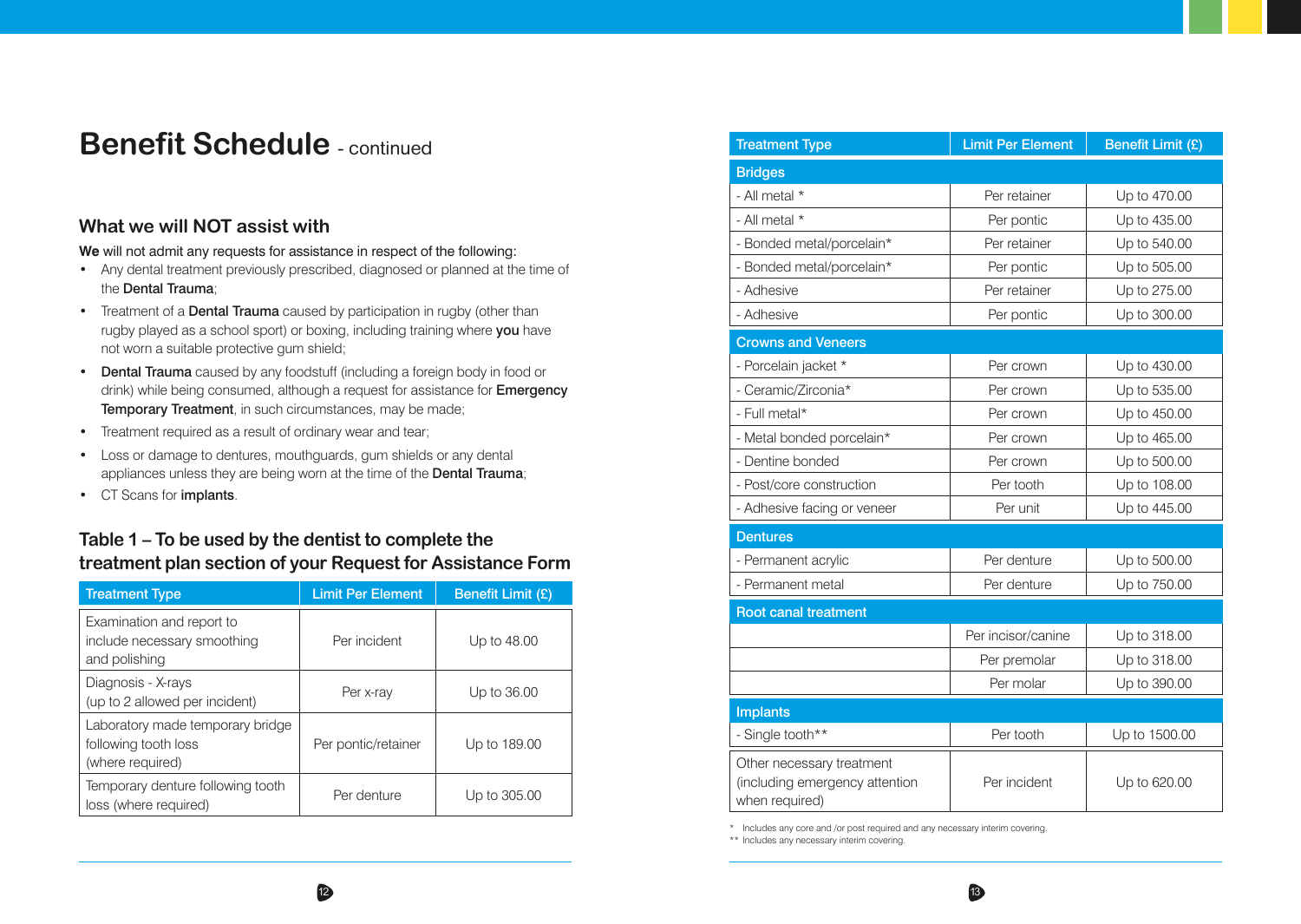# Benefit Schedule - continued

## What we will NOT assist with

**We** will not admit any requests for assistance in respect of the following:

- Any dental treatment previously prescribed, diagnosed or planned at the time of the **Dental Trauma**;
- Treatment of a **Dental Trauma** caused by participation in rugby (other than rugby played as a school sport) or boxing, including training where **you** have not worn a suitable protective gum shield;
- **Dental Trauma** caused by any foodstuff (including a foreign body in food or drink) while being consumed, although a request for assistance for **Emergency Temporary Treatment**, in such circumstances, may be made;
- Treatment required as a result of ordinary wear and tear;
- Loss or damage to dentures, mouthguards, gum shields or any dental appliances unless they are being worn at the time of the **Dental Trauma**;
- CT Scans for **implants**.

## Table 1 – To be used by the dentist to complete the treatment plan section of your Request for Assistance Form

| Treatment Type | Limit Per Element | Benefit Limit (£) |
|---|---|---|
| Examination and report to include necessary smoothing and polishing | Per incident | Up to 48.00 |
| Diagnosis - X-rays (up to 2 allowed per incident) | Per x-ray | Up to 36.00 |
| Laboratory made temporary bridge following tooth loss (where required) | Per pontic/retainer | Up to 189.00 |
| Temporary denture following tooth loss (where required) | Per denture | Up to 305.00 |
| **Bridges** | | |
| - All metal * | Per retainer | Up to 470.00 |
| - All metal * | Per pontic | Up to 435.00 |
| - Bonded metal/porcelain* | Per retainer | Up to 540.00 |
| - Bonded metal/porcelain* | Per pontic | Up to 505.00 |
| - Adhesive | Per retainer | Up to 275.00 |
| - Adhesive | Per pontic | Up to 300.00 |
| **Crowns and Veneers** | | |
| - Porcelain jacket * | Per crown | Up to 430.00 |
| - Ceramic/Zirconia* | Per crown | Up to 535.00 |
| - Full metal* | Per crown | Up to 450.00 |
| - Metal bonded porcelain* | Per crown | Up to 465.00 |
| - Dentine bonded | Per crown | Up to 500.00 |
| - Post/core construction | Per tooth | Up to 108.00 |
| - Adhesive facing or veneer | Per unit | Up to 445.00 |
| **Dentures** | | |
| - Permanent acrylic | Per denture | Up to 500.00 |
| - Permanent metal | Per denture | Up to 750.00 |
| **Root canal treatment** | | |
| | Per incisor/canine | Up to 318.00 |
| | Per premolar | Up to 318.00 |
| | Per molar | Up to 390.00 |
| **Implants** | | |
| - Single tooth** | Per tooth | Up to 1500.00 |
| Other necessary treatment (including emergency attention when required) | Per incident | Up to 620.00 |

\* Includes any core and /or post required and any necessary interim covering.

\** Includes any necessary interim covering.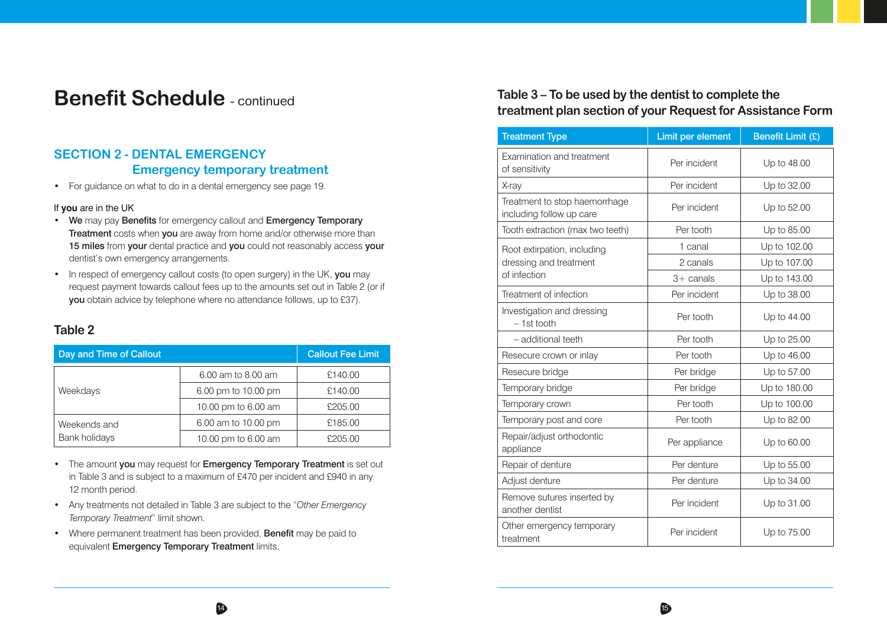# Benefit Schedule - continued

## SECTION 2 - DENTAL EMERGENCY
### Emergency temporary treatment

- For guidance on what to do in a dental emergency see page 19.

If **you** are in the UK

- **We** may pay **Benefits** for emergency callout and **Emergency Temporary Treatment** costs when **you** are away from home and/or otherwise more than **15 miles** from **your** dental practice and **you** could not reasonably access **your** dentist's own emergency arrangements.
- In respect of emergency callout costs (to open surgery) in the UK, **you** may request payment towards callout fees up to the amounts set out in Table 2 (or if **you** obtain advice by telephone where no attendance follows, up to £37).

### Table 2

| Day and Time of Callout | | Callout Fee Limit |
|---|---|---|
| Weekdays | 6.00 am to 8.00 am | £140.00 |
| | 6.00 pm to 10.00 pm | £140.00 |
| | 10.00 pm to 6.00 am | £205.00 |
| Weekends and Bank holidays | 6.00 am to 10.00 pm | £185.00 |
| | 10.00 pm to 6.00 am | £205.00 |

- The amount **you** may request for **Emergency Temporary Treatment** is set out in Table 3 and is subject to a maximum of £470 per incident and £940 in any 12 month period.
- Any treatments not detailed in Table 3 are subject to the "*Other Emergency Temporary Treatment*" limit shown.
- Where permanent treatment has been provided, **Benefit** may be paid to equivalent **Emergency Temporary Treatment** limits.

### Table 3 – To be used by the dentist to complete the treatment plan section of your Request for Assistance Form

| Treatment Type | Limit per element | Benefit Limit (£) |
|---|---|---|
| Examination and treatment of sensitivity | Per incident | Up to 48.00 |
| X-ray | Per incident | Up to 32.00 |
| Treatment to stop haemorrhage including follow up care | Per incident | Up to 52.00 |
| Tooth extraction (max two teeth) | Per tooth | Up to 85.00 |
| Root extirpation, including dressing and treatment of infection | 1 canal | Up to 102.00 |
| | 2 canals | Up to 107.00 |
| | 3+ canals | Up to 143.00 |
| Treatment of infection | Per incident | Up to 38.00 |
| Investigation and dressing – 1st tooth | Per tooth | Up to 44.00 |
| – additional teeth | Per tooth | Up to 25.00 |
| Resecure crown or inlay | Per tooth | Up to 46.00 |
| Resecure bridge | Per bridge | Up to 57.00 |
| Temporary bridge | Per bridge | Up to 180.00 |
| Temporary crown | Per tooth | Up to 100.00 |
| Temporary post and core | Per tooth | Up to 82.00 |
| Repair/adjust orthodontic appliance | Per appliance | Up to 60.00 |
| Repair of denture | Per denture | Up to 55.00 |
| Adjust denture | Per denture | Up to 34.00 |
| Remove sutures inserted by another dentist | Per incident | Up to 31.00 |
| Other emergency temporary treatment | Per incident | Up to 75.00 |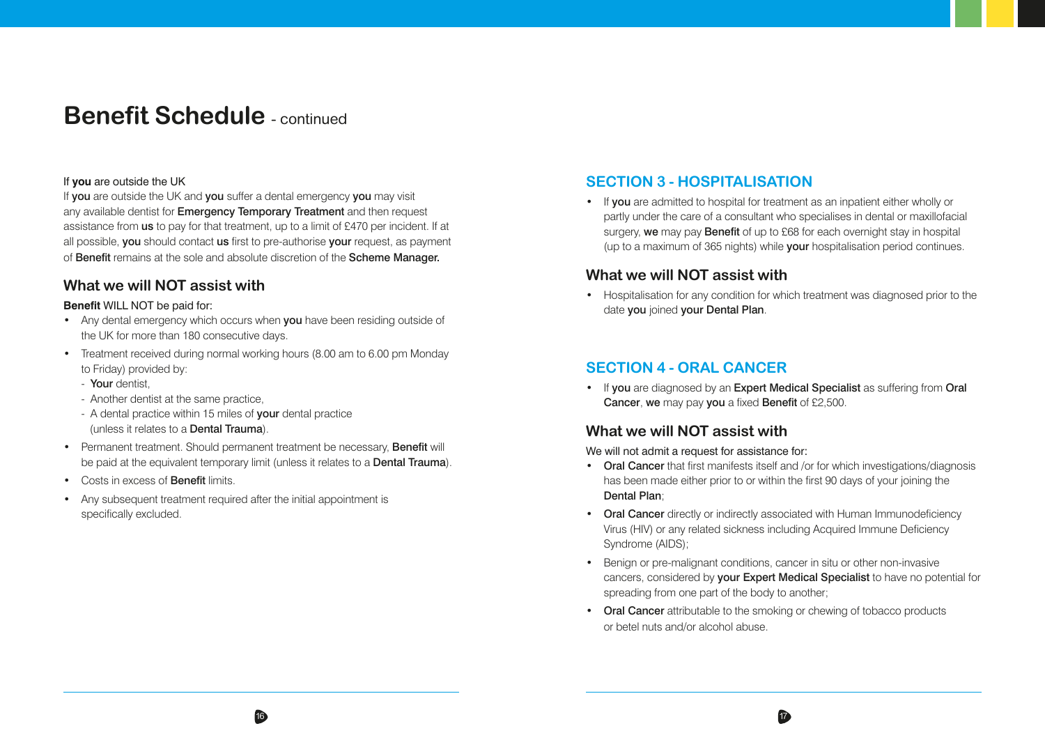# Benefit Schedule - continued

If **you** are outside the UK

If **you** are outside the UK and **you** suffer a dental emergency **you** may visit any available dentist for **Emergency Temporary Treatment** and then request assistance from **us** to pay for that treatment, up to a limit of £470 per incident. If at all possible, **you** should contact **us** first to pre-authorise **your** request, as payment of **Benefit** remains at the sole and absolute discretion of the **Scheme Manager.**

## What we will NOT assist with

**Benefit** WILL NOT be paid for:

- Any dental emergency which occurs when **you** have been residing outside of the UK for more than 180 consecutive days.
- Treatment received during normal working hours (8.00 am to 6.00 pm Monday to Friday) provided by:
  - **Your** dentist,
  - Another dentist at the same practice,
  - A dental practice within 15 miles of **your** dental practice (unless it relates to a **Dental Trauma**).
- Permanent treatment. Should permanent treatment be necessary, **Benefit** will be paid at the equivalent temporary limit (unless it relates to a **Dental Trauma**).
- Costs in excess of **Benefit** limits.
- Any subsequent treatment required after the initial appointment is specifically excluded.

## SECTION 3 - HOSPITALISATION

- If **you** are admitted to hospital for treatment as an inpatient either wholly or partly under the care of a consultant who specialises in dental or maxillofacial surgery, **we** may pay **Benefit** of up to £68 for each overnight stay in hospital (up to a maximum of 365 nights) while **your** hospitalisation period continues.

## What we will NOT assist with

- Hospitalisation for any condition for which treatment was diagnosed prior to the date **you** joined **your Dental Plan**.

## SECTION 4 - ORAL CANCER

- If **you** are diagnosed by an **Expert Medical Specialist** as suffering from **Oral Cancer**, **we** may pay **you** a fixed **Benefit** of £2,500.

## What we will NOT assist with

We will not admit a request for assistance for:

- **Oral Cancer** that first manifests itself and /or for which investigations/diagnosis has been made either prior to or within the first 90 days of your joining the **Dental Plan**;
- **Oral Cancer** directly or indirectly associated with Human Immunodeficiency Virus (HIV) or any related sickness including Acquired Immune Deficiency Syndrome (AIDS);
- Benign or pre-malignant conditions, cancer in situ or other non-invasive cancers, considered by **your Expert Medical Specialist** to have no potential for spreading from one part of the body to another;
- **Oral Cancer** attributable to the smoking or chewing of tobacco products or betel nuts and/or alcohol abuse.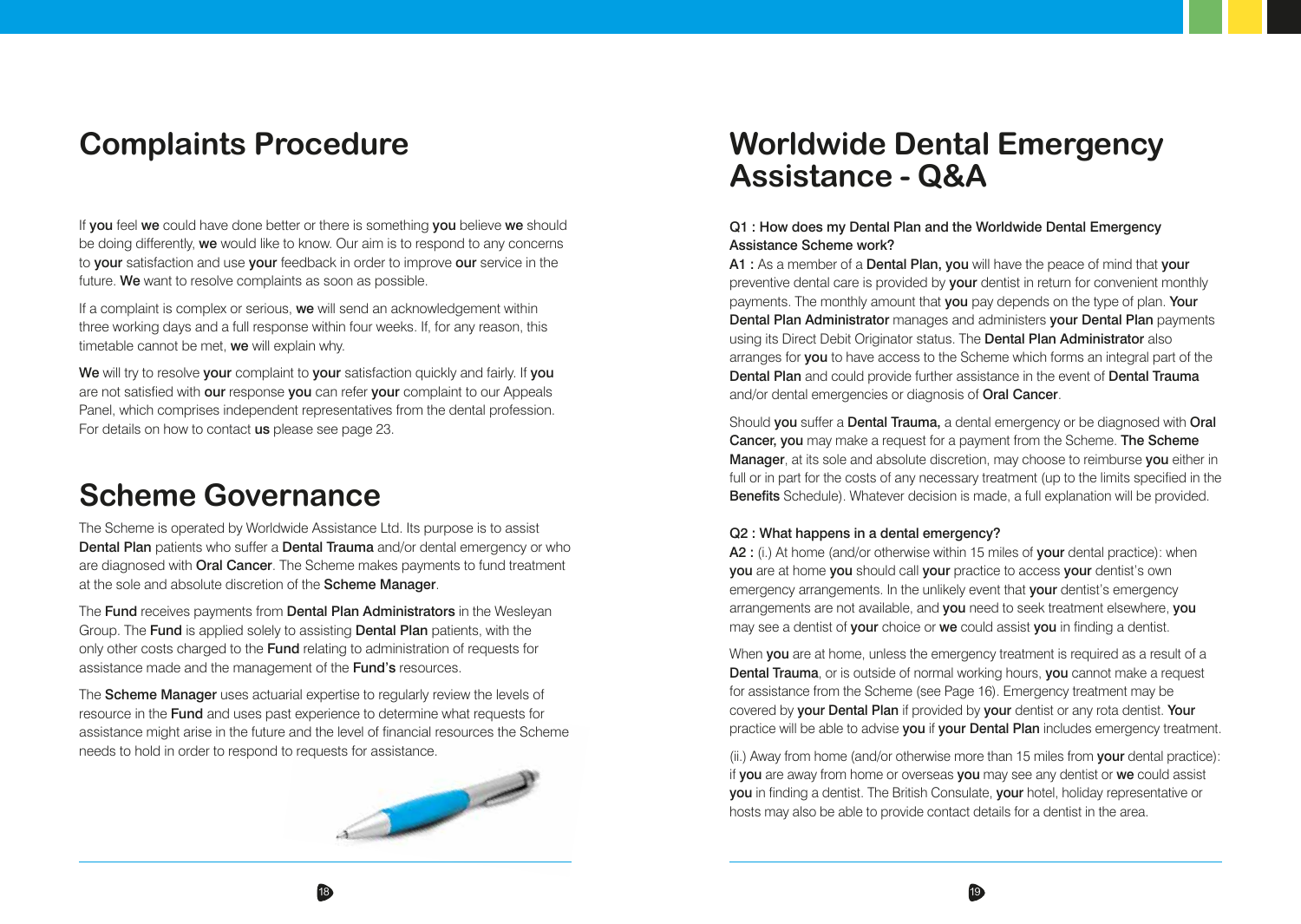# Complaints Procedure

If **you** feel **we** could have done better or there is something **you** believe **we** should be doing differently, **we** would like to know. Our aim is to respond to any concerns to **your** satisfaction and use **your** feedback in order to improve **our** service in the future. **We** want to resolve complaints as soon as possible.

If a complaint is complex or serious, **we** will send an acknowledgement within three working days and a full response within four weeks. If, for any reason, this timetable cannot be met, **we** will explain why.

**We** will try to resolve **your** complaint to **your** satisfaction quickly and fairly. If **you** are not satisfied with **our** response **you** can refer **your** complaint to our Appeals Panel, which comprises independent representatives from the dental profession. For details on how to contact **us** please see page 23.

# Scheme Governance

The Scheme is operated by Worldwide Assistance Ltd. Its purpose is to assist **Dental Plan** patients who suffer a **Dental Trauma** and/or dental emergency or who are diagnosed with **Oral Cancer**. The Scheme makes payments to fund treatment at the sole and absolute discretion of the **Scheme Manager**.

The **Fund** receives payments from **Dental Plan Administrators** in the Wesleyan Group. The **Fund** is applied solely to assisting **Dental Plan** patients, with the only other costs charged to the **Fund** relating to administration of requests for assistance made and the management of the **Fund's** resources.

The **Scheme Manager** uses actuarial expertise to regularly review the levels of resource in the **Fund** and uses past experience to determine what requests for assistance might arise in the future and the level of financial resources the Scheme needs to hold in order to respond to requests for assistance.

# Worldwide Dental Emergency Assistance - Q&A

**Q1 : How does my Dental Plan and the Worldwide Dental Emergency Assistance Scheme work?**

**A1 :** As a member of a **Dental Plan, you** will have the peace of mind that **your** preventive dental care is provided by **your** dentist in return for convenient monthly payments. The monthly amount that **you** pay depends on the type of plan. **Your Dental Plan Administrator** manages and administers **your Dental Plan** payments using its Direct Debit Originator status. The **Dental Plan Administrator** also arranges for **you** to have access to the Scheme which forms an integral part of the **Dental Plan** and could provide further assistance in the event of **Dental Trauma** and/or dental emergencies or diagnosis of **Oral Cancer**.

Should **you** suffer a **Dental Trauma,** a dental emergency or be diagnosed with **Oral Cancer, you** may make a request for a payment from the Scheme. **The Scheme Manager**, at its sole and absolute discretion, may choose to reimburse **you** either in full or in part for the costs of any necessary treatment (up to the limits specified in the **Benefits** Schedule). Whatever decision is made, a full explanation will be provided.

**Q2 : What happens in a dental emergency?**

**A2 :** (i.) At home (and/or otherwise within 15 miles of **your** dental practice): when **you** are at home **you** should call **your** practice to access **your** dentist's own emergency arrangements. In the unlikely event that **your** dentist's emergency arrangements are not available, and **you** need to seek treatment elsewhere, **you** may see a dentist of **your** choice or **we** could assist **you** in finding a dentist.

When **you** are at home, unless the emergency treatment is required as a result of a **Dental Trauma**, or is outside of normal working hours, **you** cannot make a request for assistance from the Scheme (see Page 16). Emergency treatment may be covered by **your Dental Plan** if provided by **your** dentist or any rota dentist. **Your** practice will be able to advise **you** if **your Dental Plan** includes emergency treatment.

(ii.) Away from home (and/or otherwise more than 15 miles from **your** dental practice): if **you** are away from home or overseas **you** may see any dentist or **we** could assist **you** in finding a dentist. The British Consulate, **your** hotel, holiday representative or hosts may also be able to provide contact details for a dentist in the area.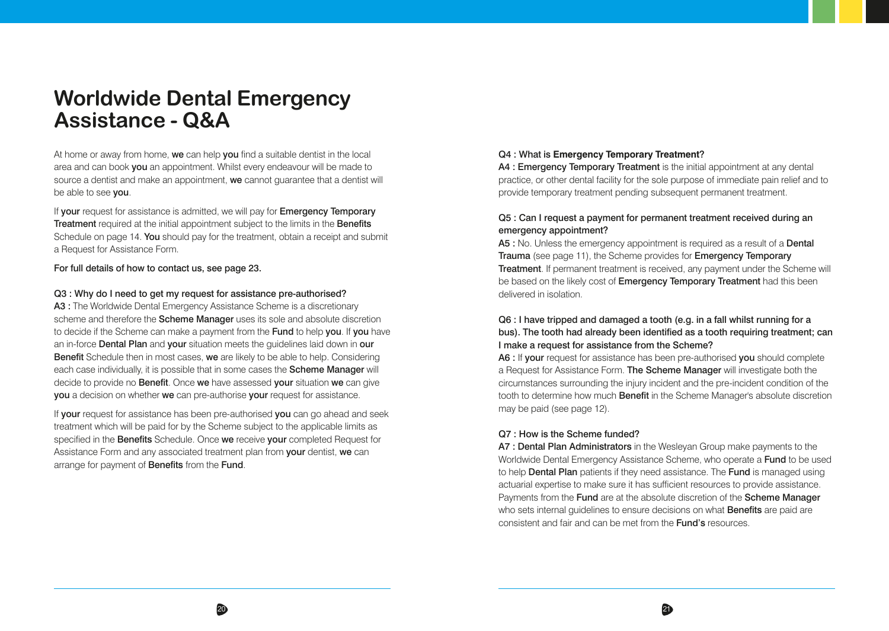# Worldwide Dental Emergency Assistance - Q&A

At home or away from home, **we** can help **you** find a suitable dentist in the local area and can book **you** an appointment. Whilst every endeavour will be made to source a dentist and make an appointment, **we** cannot guarantee that a dentist will be able to see **you**.

If **your** request for assistance is admitted, we will pay for **Emergency Temporary Treatment** required at the initial appointment subject to the limits in the **Benefits** Schedule on page 14. **You** should pay for the treatment, obtain a receipt and submit a Request for Assistance Form.

**For full details of how to contact us, see page 23.**

**Q3 : Why do I need to get my request for assistance pre-authorised?**
**A3 :** The Worldwide Dental Emergency Assistance Scheme is a discretionary scheme and therefore the **Scheme Manager** uses its sole and absolute discretion to decide if the Scheme can make a payment from the **Fund** to help **you**. If **you** have an in-force **Dental Plan** and **your** situation meets the guidelines laid down in **our Benefit** Schedule then in most cases, **we** are likely to be able to help. Considering each case individually, it is possible that in some cases the **Scheme Manager** will decide to provide no **Benefit**. Once **we** have assessed **your** situation **we** can give **you** a decision on whether **we** can pre-authorise **your** request for assistance.

If **your** request for assistance has been pre-authorised **you** can go ahead and seek treatment which will be paid for by the Scheme subject to the applicable limits as specified in the **Benefits** Schedule. Once **we** receive **your** completed Request for Assistance Form and any associated treatment plan from **your** dentist, **we** can arrange for payment of **Benefits** from the **Fund**.

**Q4 : What is Emergency Temporary Treatment?**
**A4 : Emergency Temporary Treatment** is the initial appointment at any dental practice, or other dental facility for the sole purpose of immediate pain relief and to provide temporary treatment pending subsequent permanent treatment.

**Q5 : Can I request a payment for permanent treatment received during an emergency appointment?**
**A5 :** No. Unless the emergency appointment is required as a result of a **Dental Trauma** (see page 11), the Scheme provides for **Emergency Temporary Treatment**. If permanent treatment is received, any payment under the Scheme will be based on the likely cost of **Emergency Temporary Treatment** had this been delivered in isolation.

**Q6 : I have tripped and damaged a tooth (e.g. in a fall whilst running for a bus). The tooth had already been identified as a tooth requiring treatment; can I make a request for assistance from the Scheme?**
**A6 :** If **your** request for assistance has been pre-authorised **you** should complete a Request for Assistance Form. **The Scheme Manager** will investigate both the circumstances surrounding the injury incident and the pre-incident condition of the tooth to determine how much **Benefit** in the Scheme Manager's absolute discretion may be paid (see page 12).

**Q7 : How is the Scheme funded?**
**A7 : Dental Plan Administrators** in the Wesleyan Group make payments to the Worldwide Dental Emergency Assistance Scheme, who operate a **Fund** to be used to help **Dental Plan** patients if they need assistance. The **Fund** is managed using actuarial expertise to make sure it has sufficient resources to provide assistance. Payments from the **Fund** are at the absolute discretion of the **Scheme Manager** who sets internal guidelines to ensure decisions on what **Benefits** are paid are consistent and fair and can be met from the **Fund's** resources.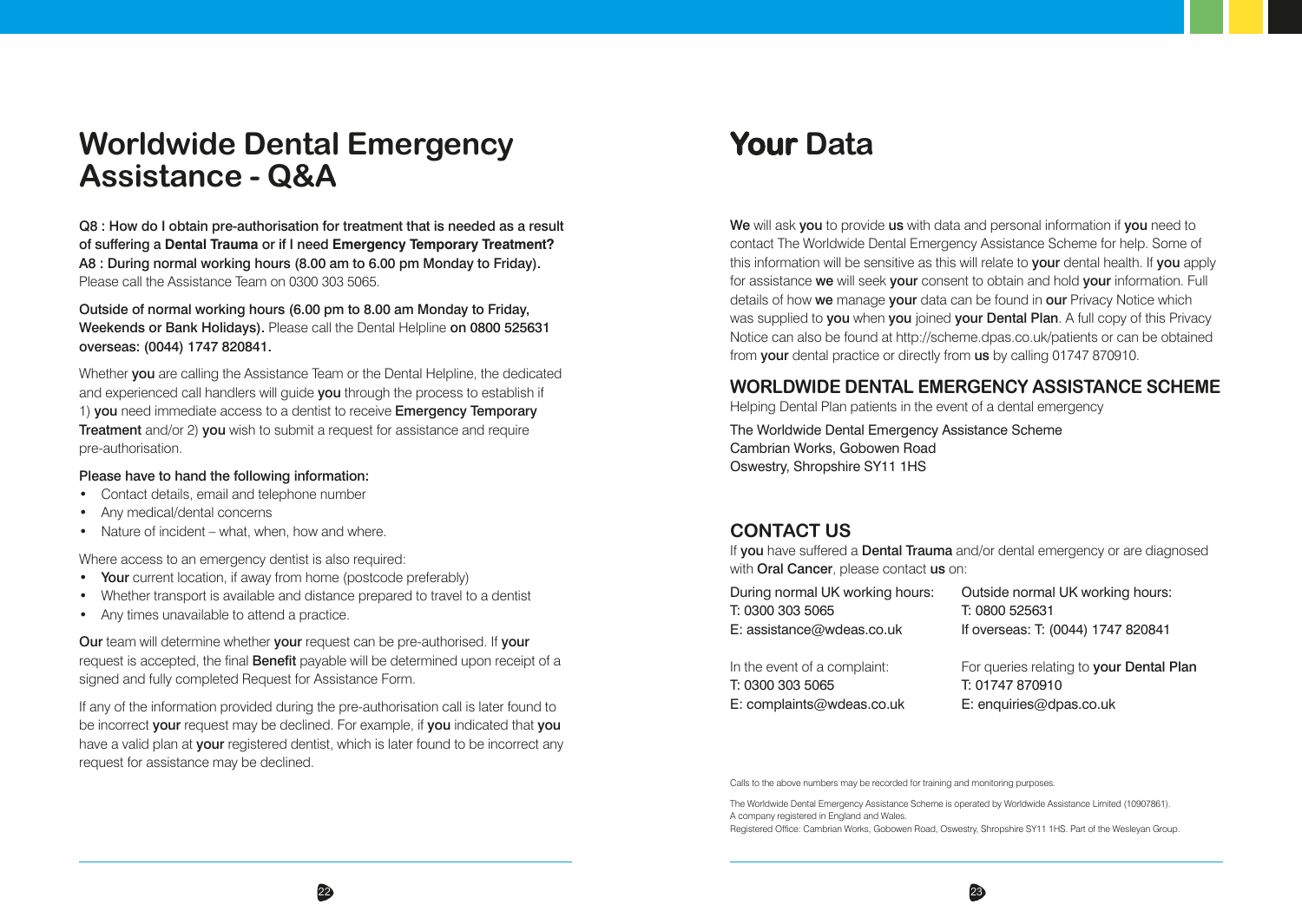# Worldwide Dental Emergency Assistance - Q&A

**Q8 : How do I obtain pre-authorisation for treatment that is needed as a result of suffering a Dental Trauma or if I need Emergency Temporary Treatment?**
**A8 : During normal working hours (8.00 am to 6.00 pm Monday to Friday).** Please call the Assistance Team on 0300 303 5065.

**Outside of normal working hours (6.00 pm to 8.00 am Monday to Friday, Weekends or Bank Holidays).** Please call the Dental Helpline **on 0800 525631 overseas: (0044) 1747 820841.**

Whether **you** are calling the Assistance Team or the Dental Helpline, the dedicated and experienced call handlers will guide **you** through the process to establish if 1) **you** need immediate access to a dentist to receive **Emergency Temporary Treatment** and/or 2) **you** wish to submit a request for assistance and require pre-authorisation.

**Please have to hand the following information:**

- Contact details, email and telephone number
- Any medical/dental concerns
- Nature of incident – what, when, how and where.

Where access to an emergency dentist is also required:

- **Your** current location, if away from home (postcode preferably)
- Whether transport is available and distance prepared to travel to a dentist
- Any times unavailable to attend a practice.

**Our** team will determine whether **your** request can be pre-authorised. If **your** request is accepted, the final **Benefit** payable will be determined upon receipt of a signed and fully completed Request for Assistance Form.

If any of the information provided during the pre-authorisation call is later found to be incorrect **your** request may be declined. For example, if **you** indicated that **you** have a valid plan at **your** registered dentist, which is later found to be incorrect any request for assistance may be declined.

# Your Data

**We** will ask **you** to provide **us** with data and personal information if **you** need to contact The Worldwide Dental Emergency Assistance Scheme for help. Some of this information will be sensitive as this will relate to **your** dental health. If **you** apply for assistance **we** will seek **your** consent to obtain and hold **your** information. Full details of how **we** manage **your** data can be found in **our** Privacy Notice which was supplied to **you** when **you** joined **your Dental Plan**. A full copy of this Privacy Notice can also be found at http://scheme.dpas.co.uk/patients or can be obtained from **your** dental practice or directly from **us** by calling 01747 870910.

## WORLDWIDE DENTAL EMERGENCY ASSISTANCE SCHEME

Helping Dental Plan patients in the event of a dental emergency

The Worldwide Dental Emergency Assistance Scheme
Cambrian Works, Gobowen Road
Oswestry, Shropshire SY11 1HS

## CONTACT US

If **you** have suffered a **Dental Trauma** and/or dental emergency or are diagnosed with **Oral Cancer**, please contact **us** on:

During normal UK working hours:
T: 0300 303 5065
E: assistance@wdeas.co.uk

Outside normal UK working hours:
T: 0800 525631
If overseas: T: (0044) 1747 820841

In the event of a complaint:
T: 0300 303 5065
E: complaints@wdeas.co.uk

For queries relating to **your Dental Plan**
T: 01747 870910
E: enquiries@dpas.co.uk

Calls to the above numbers may be recorded for training and monitoring purposes.

The Worldwide Dental Emergency Assistance Scheme is operated by Worldwide Assistance Limited (10907861).
A company registered in England and Wales.
Registered Office: Cambrian Works, Gobowen Road, Oswestry, Shropshire SY11 1HS. Part of the Wesleyan Group.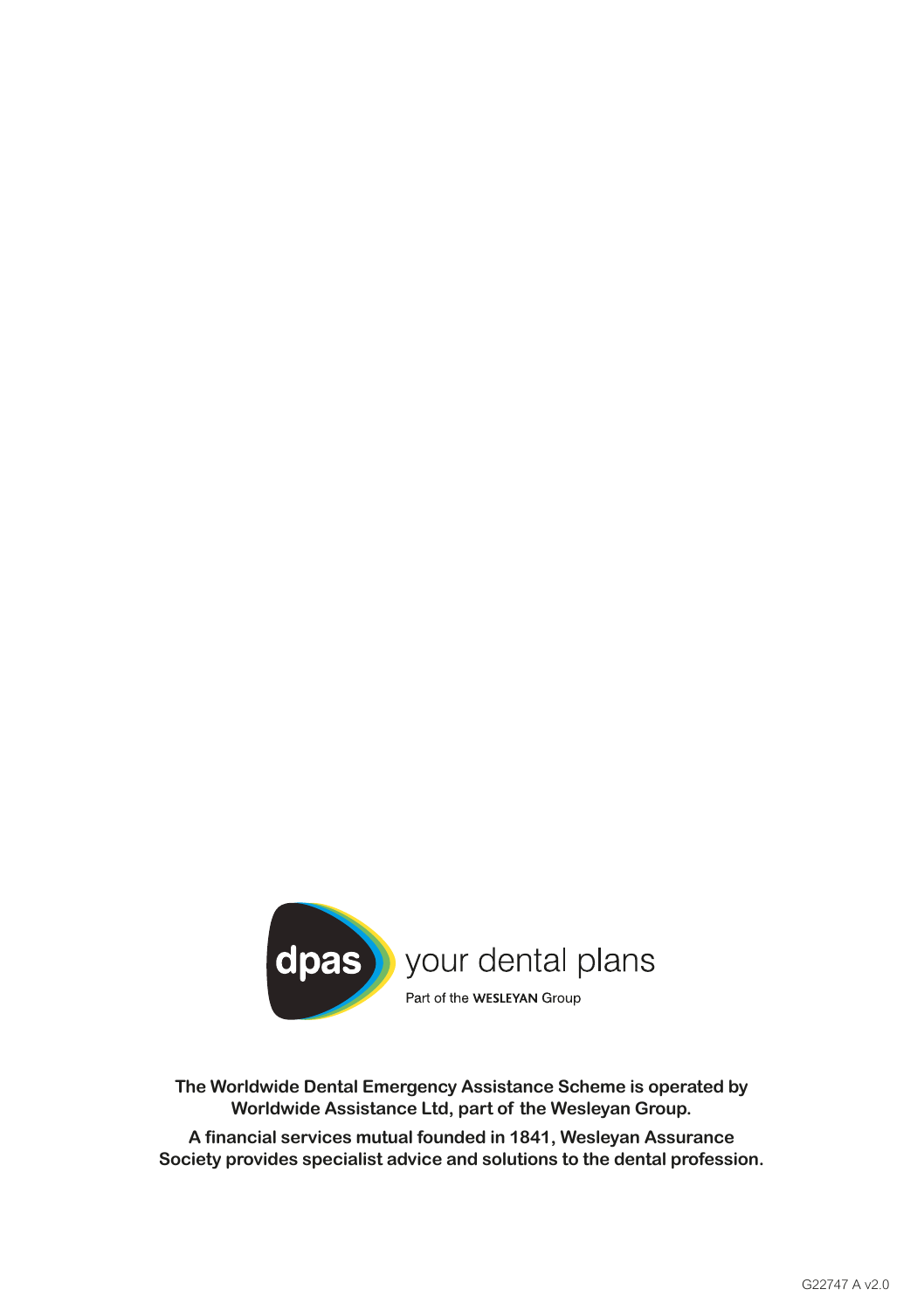dpas your dental plans

Part of the WESLEYAN Group

**The Worldwide Dental Emergency Assistance Scheme is operated by Worldwide Assistance Ltd, part of the Wesleyan Group.**

**A financial services mutual founded in 1841, Wesleyan Assurance Society provides specialist advice and solutions to the dental profession.**

G22747 A v2.0